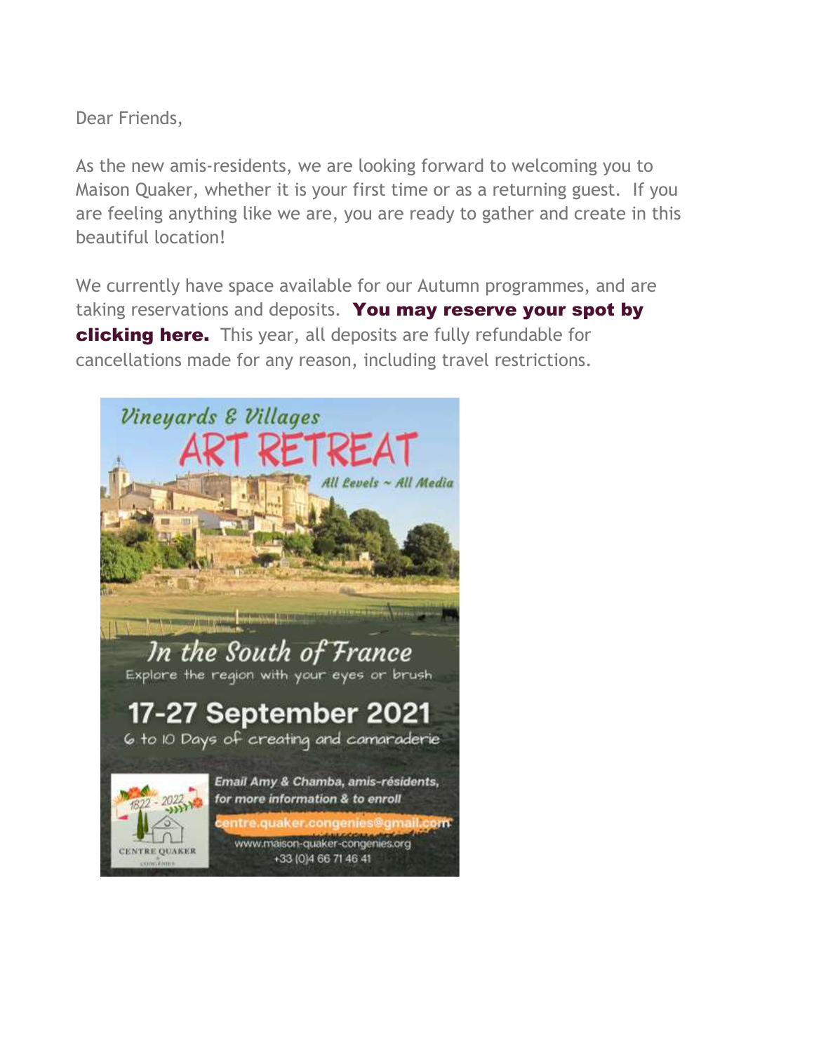Dear Friends,

As the new amis-residents, we are looking forward to welcoming you to Maison Quaker, whether it is your first time or as a returning guest. If you are feeling anything like we are, you are ready to gather and create in this beautiful location!

We currently have space available for our Autumn programmes, and are taking reservations and deposits. **You may reserve your spot by clicking here.** This year, all deposits are fully refundable for cancellations made for any reason, including travel restrictions.

*Vineyards & Villages*

# ART RETREAT

*All Levels ~ All Media*

## *In the South of France*

Explore the region with your eyes or brush

## 17-27 September 2021

6 to 10 Days of creating and camaraderie

1822 - 2022

CENTRE QUAKER

CONGÉNIES

***Email Amy & Chamba, amis-résidents, for more information & to enroll***

centre.quaker.congenies@gmail.com

www.maison-quaker-congenies.org

+33 (0)4 66 71 46 41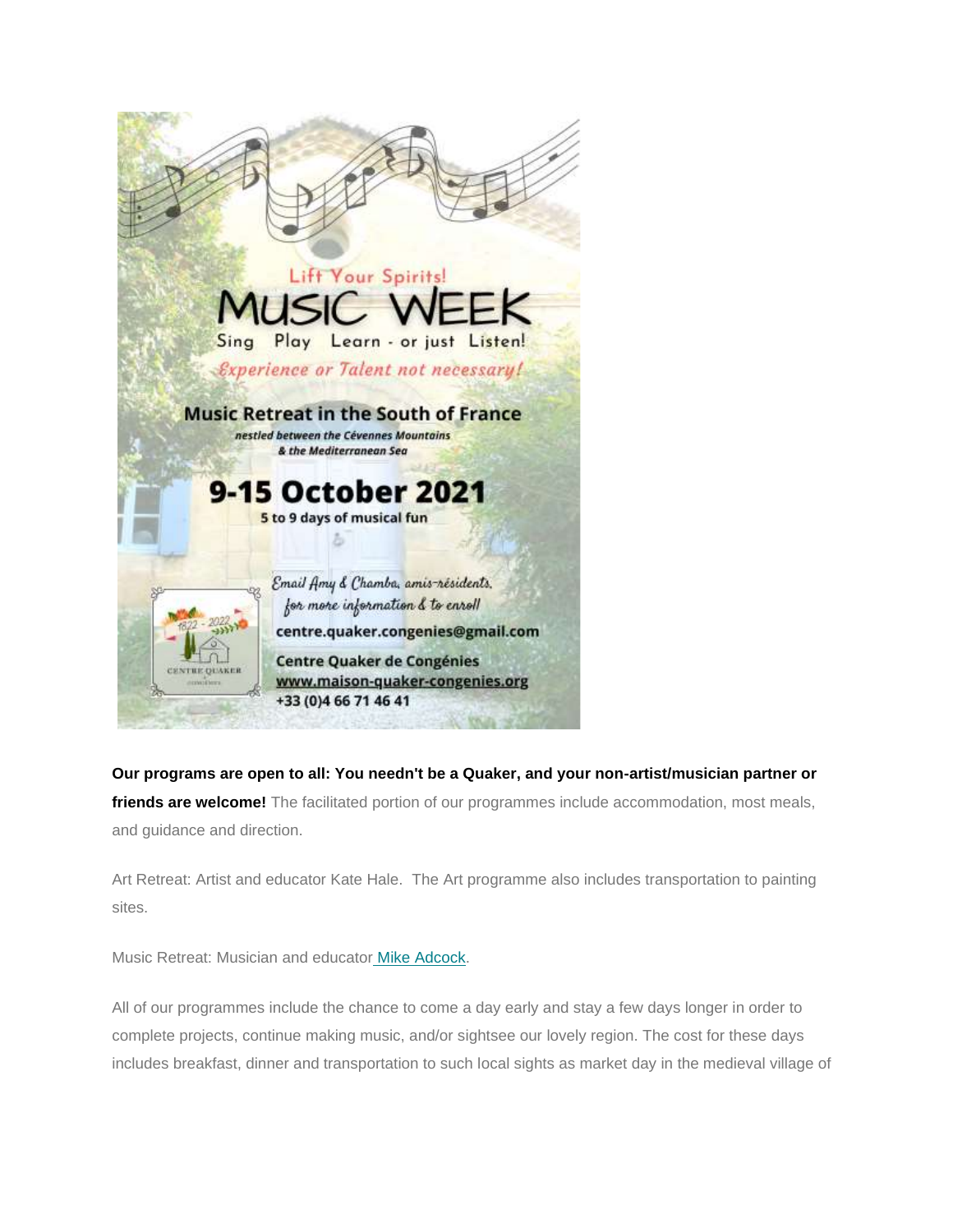Lift Your Spirits!

# MUSIC WEEK

Sing Play Learn - or just Listen!

*Experience or Talent not necessary!*

## Music Retreat in the South of France

*nestled between the Cévennes Mountains & the Mediterranean Sea*

## 9-15 October 2021

5 to 9 days of musical fun

*Email Amy & Chamba, amis-résidents, for more information & to enroll*

centre.quaker.congenies@gmail.com

Centre Quaker de Congénies

www.maison-quaker-congenies.org

+33 (0)4 66 71 46 41

**Our programs are open to all: You needn't be a Quaker, and your non-artist/musician partner or friends are welcome!** The facilitated portion of our programmes include accommodation, most meals, and guidance and direction.

Art Retreat: Artist and educator Kate Hale. The Art programme also includes transportation to painting sites.

Music Retreat: Musician and educator Mike Adcock.

All of our programmes include the chance to come a day early and stay a few days longer in order to complete projects, continue making music, and/or sightsee our lovely region. The cost for these days includes breakfast, dinner and transportation to such local sights as market day in the medieval village of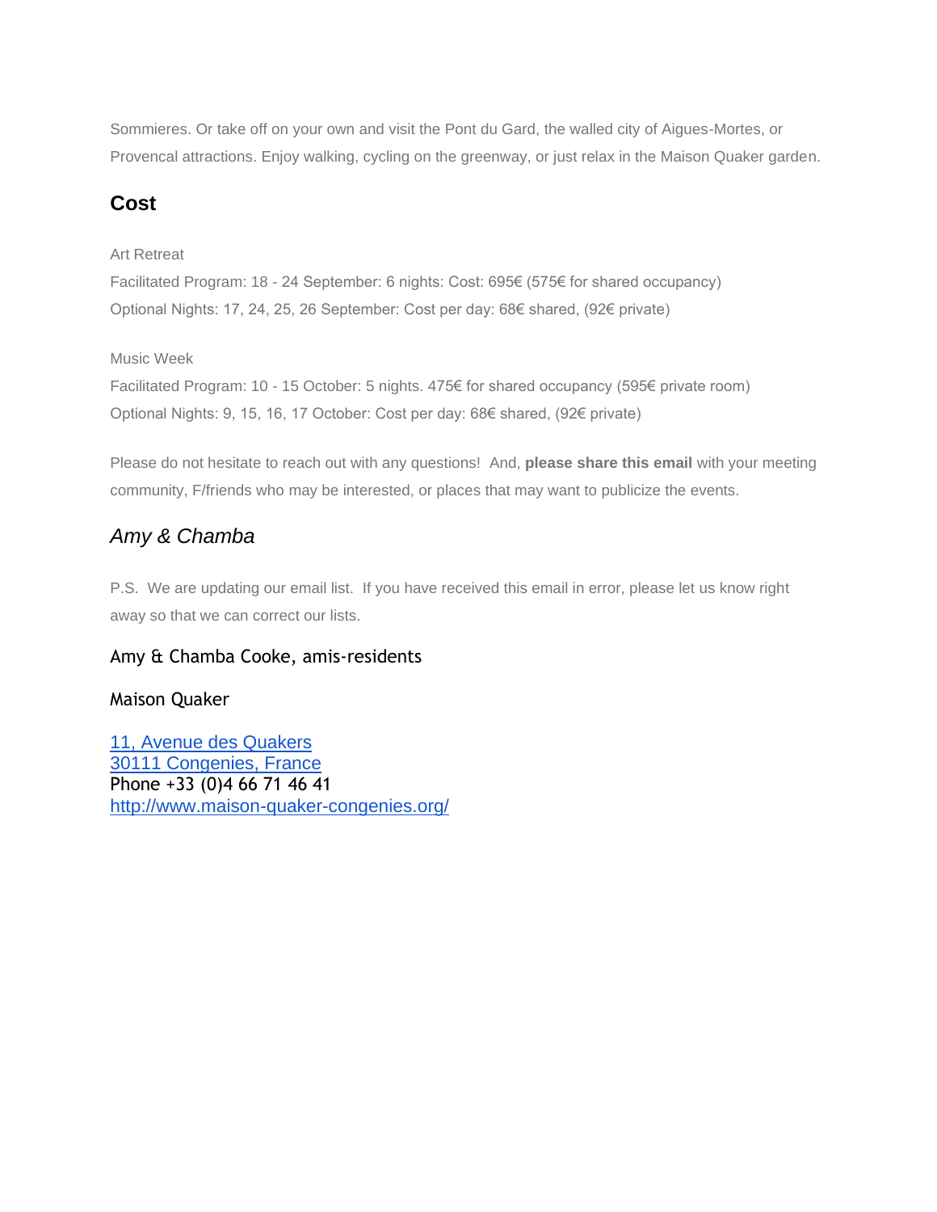Sommieres. Or take off on your own and visit the Pont du Gard, the walled city of Aigues-Mortes, or Provencal attractions. Enjoy walking, cycling on the greenway, or just relax in the Maison Quaker garden.

## Cost

Art Retreat
Facilitated Program: 18 - 24 September: 6 nights: Cost: 695€ (575€ for shared occupancy)
Optional Nights: 17, 24, 25, 26 September: Cost per day: 68€ shared, (92€ private)

Music Week
Facilitated Program: 10 - 15 October: 5 nights. 475€ for shared occupancy (595€ private room)
Optional Nights: 9, 15, 16, 17 October: Cost per day: 68€ shared, (92€ private)

Please do not hesitate to reach out with any questions! And, **please share this email** with your meeting community, F/friends who may be interested, or places that may want to publicize the events.

## *Amy & Chamba*

P.S. We are updating our email list. If you have received this email in error, please let us know right away so that we can correct our lists.

Amy & Chamba Cooke, amis-residents

Maison Quaker

11, Avenue des Quakers
30111 Congenies, France
Phone +33 (0)4 66 71 46 41
http://www.maison-quaker-congenies.org/